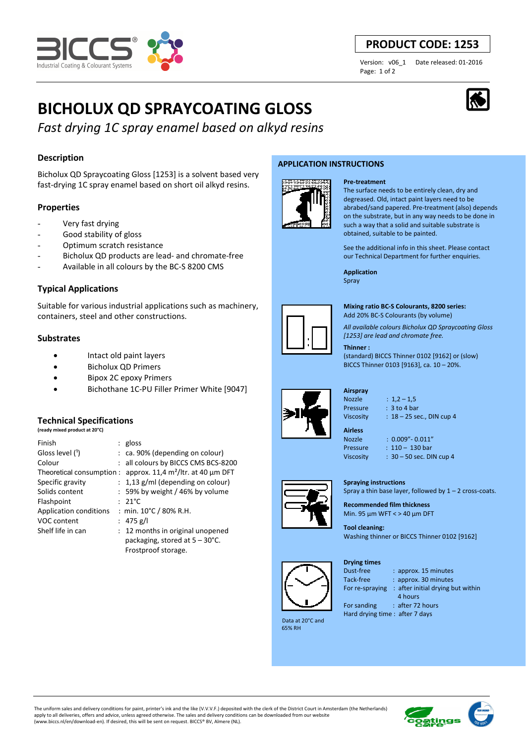PRODUCT CODE: 1253

Version: v06_1   Date released: 01-2016

# BICHOLUX QD SPRAYCOATING GLOSS

*Fast drying 1C spray enamel based on alkyd resins*

## Description

Bicholux QD Spraycoating Gloss [1253] is a solvent based very fast-drying 1C spray enamel based on short oil alkyd resins.

## Properties

- Very fast drying
- Good stability of gloss
- Optimum scratch resistance
- Bicholux QD products are lead- and chromate-free
- Available in all colours by the BC-S 8200 CMS

## Typical Applications

Suitable for various industrial applications such as machinery, containers, steel and other constructions.

## Substrates

- Intact old paint layers
- Bicholux QD Primers
- Bipox 2C epoxy Primers
- Bichothane 1C-PU Filler Primer White [9047]

## Technical Specifications

**(ready mixed product at 20°C)**

| | |
|---|---|
| Finish | gloss |
| Gloss level (1) | ca. 90% (depending on colour) |
| Colour | all colours by BICCS CMS BCS-8200 |
| Theoretical consumption | approx. 11,4 m²/ltr. at 40 µm DFT |
| Specific gravity | 1,13 g/ml (depending on colour) |
| Solids content | 59% by weight / 46% by volume |
| Flashpoint | 21°C |
| Application conditions | min. 10°C / 80% R.H. |
| VOC content | 475 g/l |
| Shelf life in can | 12 months in original unopened packaging, stored at 5 – 30°C. Frostproof storage. |

## APPLICATION INSTRUCTIONS

**Pre-treatment**

The surface needs to be entirely clean, dry and degreased. Old, intact paint layers need to be abraded/sand papered. Pre-treatment (also) depends on the substrate, but in any way needs to be done in such a way that a solid and suitable substrate is obtained, suitable to be painted.

See the additional info in this sheet. Please contact our Technical Department for further enquiries.

**Application**

Spray

**Mixing ratio BC-S Colourants, 8200 series:**

Add 20% BC-S Colourants (by volume)

*All available colours Bicholux QD Spraycoating Gloss [1253] are lead and chromate free.*

**Thinner :**

(standard) BICCS Thinner 0102 [9162] or (slow) BICCS Thinner 0103 [9163], ca. 10 – 20%.

**Airspray**

| | |
|---|---|
| Nozzle | 1,2 – 1,5 |
| Pressure | 3 to 4 bar |
| Viscosity | 18 – 25 sec., DIN cup 4 |

**Airless**

| | |
|---|---|
| Nozzle | 0.009”- 0.011” |
| Pressure | 110 – 130 bar |
| Viscosity | 30 – 50 sec. DIN cup 4 |

**Spraying instructions**

Spray a thin base layer, followed by 1 – 2 cross-coats.

**Recommended film thickness**

Min. 95 µm WFT < > 40 µm DFT

**Tool cleaning:**

Washing thinner or BICCS Thinner 0102 [9162]

**Drying times**

| | |
|---|---|
| Dust-free | approx. 15 minutes |
| Tack-free | approx. 30 minutes |
| For re-spraying | after initial drying but within 4 hours |
| For sanding | after 72 hours |
| Hard drying time | after 7 days |

Data at 20°C and 65% RH

The uniform sales and delivery conditions for paint, printer's ink and the like (V.V.V.F.) deposited with the clerk of the District Court in Amsterdam (the Netherlands) apply to all deliveries, offers and advice, unless agreed otherwise. The sales and delivery conditions can be downloaded from our website (www.biccs.nl/en/download-en). If desired, this will be sent on request. BICCS® BV, Almere (NL).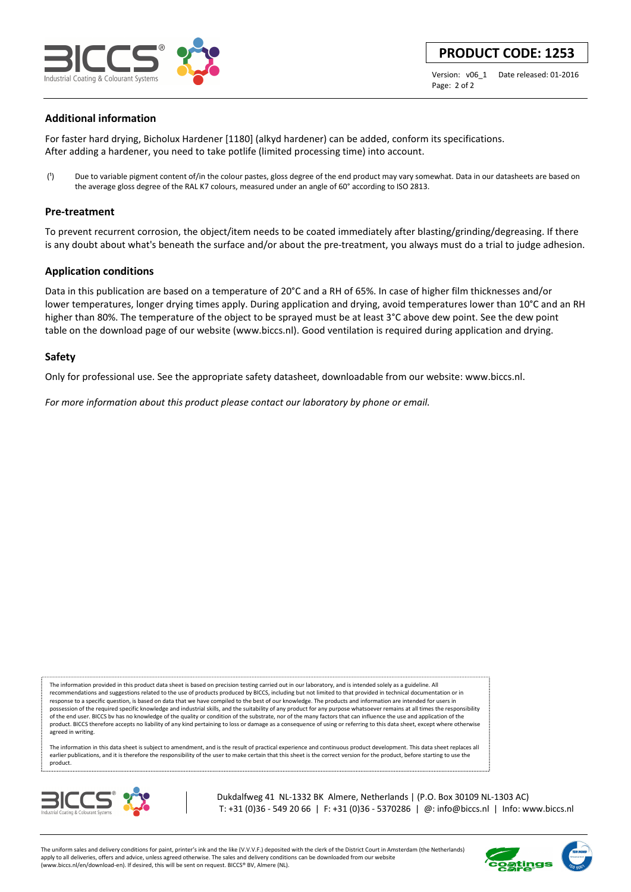## Additional information

For faster hard drying, Bicholux Hardener [1180] (alkyd hardener) can be added, conform its specifications.
After adding a hardener, you need to take potlife (limited processing time) into account.

([1]) Due to variable pigment content of/in the colour pastes, gloss degree of the end product may vary somewhat. Data in our datasheets are based on the average gloss degree of the RAL K7 colours, measured under an angle of 60° according to ISO 2813.

## Pre-treatment

To prevent recurrent corrosion, the object/item needs to be coated immediately after blasting/grinding/degreasing. If there is any doubt about what's beneath the surface and/or about the pre-treatment, you always must do a trial to judge adhesion.

## Application conditions

Data in this publication are based on a temperature of 20°C and a RH of 65%. In case of higher film thicknesses and/or lower temperatures, longer drying times apply. During application and drying, avoid temperatures lower than 10°C and an RH higher than 80%. The temperature of the object to be sprayed must be at least 3°C above dew point. See the dew point table on the download page of our website (www.biccs.nl). Good ventilation is required during application and drying.

## Safety

Only for professional use. See the appropriate safety datasheet, downloadable from our website: www.biccs.nl.

*For more information about this product please contact our laboratory by phone or email.*

The information provided in this product data sheet is based on precision testing carried out in our laboratory, and is intended solely as a guideline. All recommendations and suggestions related to the use of products produced by BICCS, including but not limited to that provided in technical documentation or in response to a specific question, is based on data that we have compiled to the best of our knowledge. The products and information are intended for users in possession of the required specific knowledge and industrial skills, and the suitability of any product for any purpose whatsoever remains at all times the responsibility of the end user. BICCS bv has no knowledge of the quality or condition of the substrate, nor of the many factors that can influence the use and application of the product. BICCS therefore accepts no liability of any kind pertaining to loss or damage as a consequence of using or referring to this data sheet, except where otherwise agreed in writing.

The information in this data sheet is subject to amendment, and is the result of practical experience and continuous product development. This data sheet replaces all earlier publications, and it is therefore the responsibility of the user to make certain that this sheet is the correct version for the product, before starting to use the product.

Dukdalfweg 41 NL-1332 BK Almere, Netherlands | (P.O. Box 30109 NL-1303 AC)
T: +31 (0)36 - 549 20 66 | F: +31 (0)36 - 5370286 | @: info@biccs.nl | Info: www.biccs.nl

The uniform sales and delivery conditions for paint, printer's ink and the like (V.V.V.F.) deposited with the clerk of the District Court in Amsterdam (the Netherlands) apply to all deliveries, offers and advice, unless agreed otherwise. The sales and delivery conditions can be downloaded from our website (www.biccs.nl/en/download-en). If desired, this will be sent on request. BICCS® BV, Almere (NL).